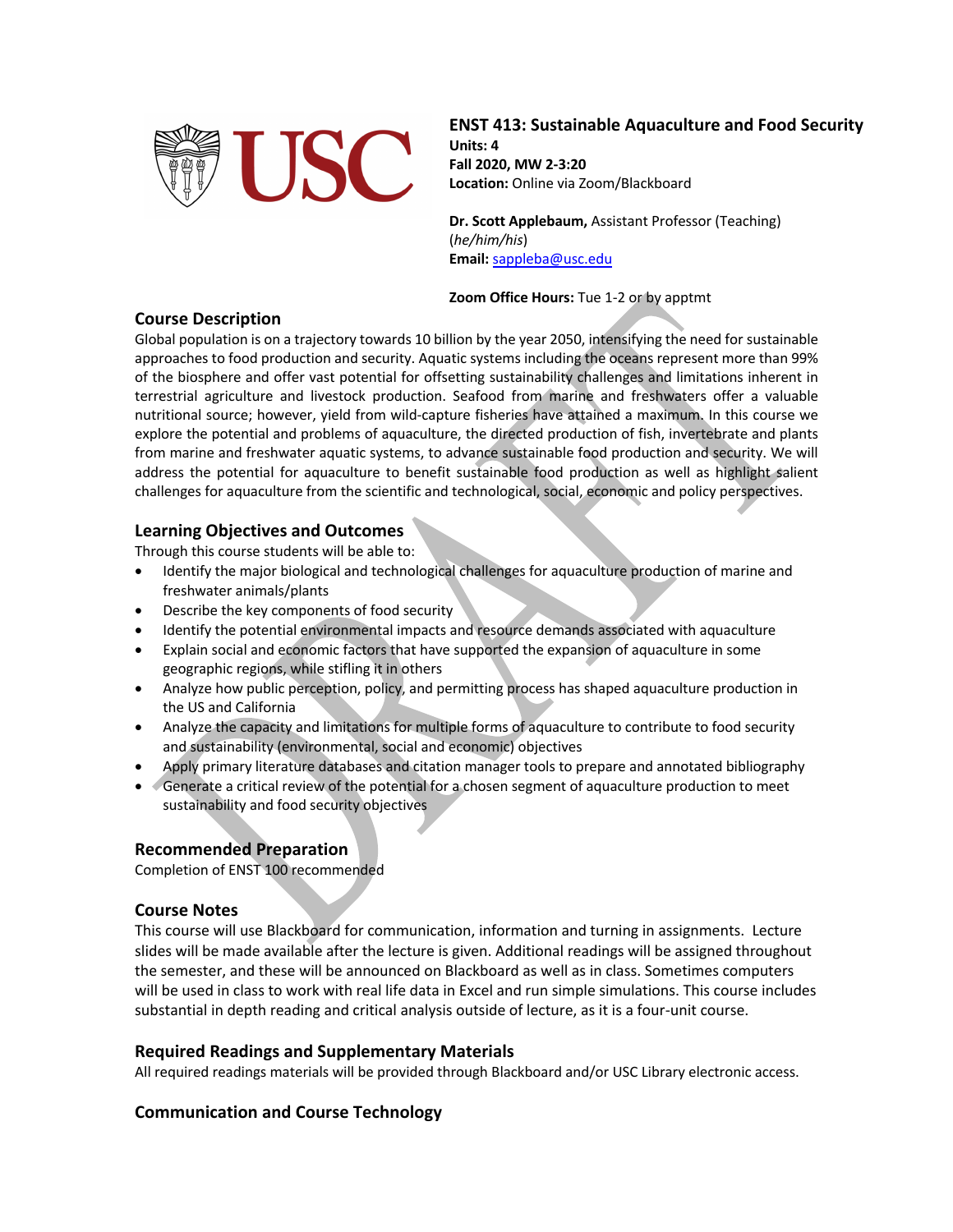## ENST 413: Sustainable Aquaculture and Food Security

**Units: 4**
**Fall 2020, MW 2-3:20**
**Location:** Online via Zoom/Blackboard

**Dr. Scott Applebaum,** Assistant Professor (Teaching)
(*he/him/his*)
**Email:** sappleba@usc.edu

**Zoom Office Hours:** Tue 1-2 or by apptmt

### Course Description

Global population is on a trajectory towards 10 billion by the year 2050, intensifying the need for sustainable approaches to food production and security. Aquatic systems including the oceans represent more than 99% of the biosphere and offer vast potential for offsetting sustainability challenges and limitations inherent in terrestrial agriculture and livestock production. Seafood from marine and freshwaters offer a valuable nutritional source; however, yield from wild-capture fisheries have attained a maximum. In this course we explore the potential and problems of aquaculture, the directed production of fish, invertebrate and plants from marine and freshwater aquatic systems, to advance sustainable food production and security. We will address the potential for aquaculture to benefit sustainable food production as well as highlight salient challenges for aquaculture from the scientific and technological, social, economic and policy perspectives.

### Learning Objectives and Outcomes

Through this course students will be able to:

- Identify the major biological and technological challenges for aquaculture production of marine and freshwater animals/plants
- Describe the key components of food security
- Identify the potential environmental impacts and resource demands associated with aquaculture
- Explain social and economic factors that have supported the expansion of aquaculture in some geographic regions, while stifling it in others
- Analyze how public perception, policy, and permitting process has shaped aquaculture production in the US and California
- Analyze the capacity and limitations for multiple forms of aquaculture to contribute to food security and sustainability (environmental, social and economic) objectives
- Apply primary literature databases and citation manager tools to prepare and annotated bibliography
- Generate a critical review of the potential for a chosen segment of aquaculture production to meet sustainability and food security objectives

### Recommended Preparation

Completion of ENST 100 recommended

### Course Notes

This course will use Blackboard for communication, information and turning in assignments. Lecture slides will be made available after the lecture is given. Additional readings will be assigned throughout the semester, and these will be announced on Blackboard as well as in class. Sometimes computers will be used in class to work with real life data in Excel and run simple simulations. This course includes substantial in depth reading and critical analysis outside of lecture, as it is a four-unit course.

### Required Readings and Supplementary Materials

All required readings materials will be provided through Blackboard and/or USC Library electronic access.

### Communication and Course Technology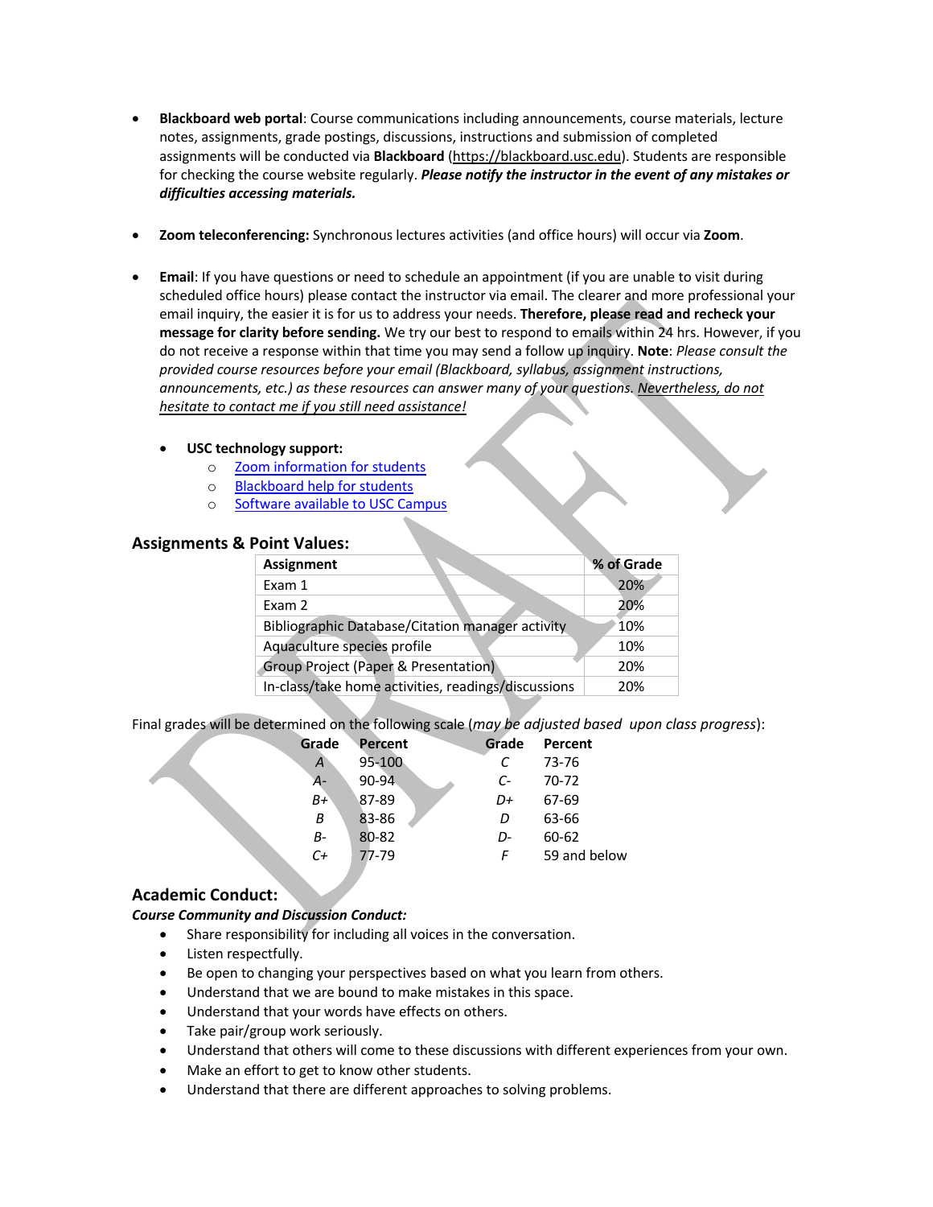- **Blackboard web portal**: Course communications including announcements, course materials, lecture notes, assignments, grade postings, discussions, instructions and submission of completed assignments will be conducted via **Blackboard** (https://blackboard.usc.edu). Students are responsible for checking the course website regularly. ***Please notify the instructor in the event of any mistakes or difficulties accessing materials.***

- **Zoom teleconferencing:** Synchronous lectures activities (and office hours) will occur via **Zoom**.

- **Email**: If you have questions or need to schedule an appointment (if you are unable to visit during scheduled office hours) please contact the instructor via email. The clearer and more professional your email inquiry, the easier it is for us to address your needs. **Therefore, please read and recheck your message for clarity before sending.** We try our best to respond to emails within 24 hrs. However, if you do not receive a response within that time you may send a follow up inquiry. **Note**: *Please consult the provided course resources before your email (Blackboard, syllabus, assignment instructions, announcements, etc.) as these resources can answer many of your questions. Nevertheless, do not hesitate to contact me if you still need assistance!*

  - **USC technology support:**
    - Zoom information for students
    - Blackboard help for students
    - Software available to USC Campus

## Assignments & Point Values:

| Assignment | % of Grade |
|---|---|
| Exam 1 | 20% |
| Exam 2 | 20% |
| Bibliographic Database/Citation manager activity | 10% |
| Aquaculture species profile | 10% |
| Group Project (Paper & Presentation) | 20% |
| In-class/take home activities, readings/discussions | 20% |

Final grades will be determined on the following scale (*may be adjusted based upon class progress*):

| Grade | Percent | Grade | Percent |
|---|---|---|---|
| *A* | 95-100 | *C* | 73-76 |
| *A-* | 90-94 | *C-* | 70-72 |
| *B+* | 87-89 | *D+* | 67-69 |
| *B* | 83-86 | *D* | 63-66 |
| *B-* | 80-82 | *D-* | 60-62 |
| *C+* | 77-79 | *F* | 59 and below |

## Academic Conduct:

***Course Community and Discussion Conduct:***

- Share responsibility for including all voices in the conversation.
- Listen respectfully.
- Be open to changing your perspectives based on what you learn from others.
- Understand that we are bound to make mistakes in this space.
- Understand that your words have effects on others.
- Take pair/group work seriously.
- Understand that others will come to these discussions with different experiences from your own.
- Make an effort to get to know other students.
- Understand that there are different approaches to solving problems.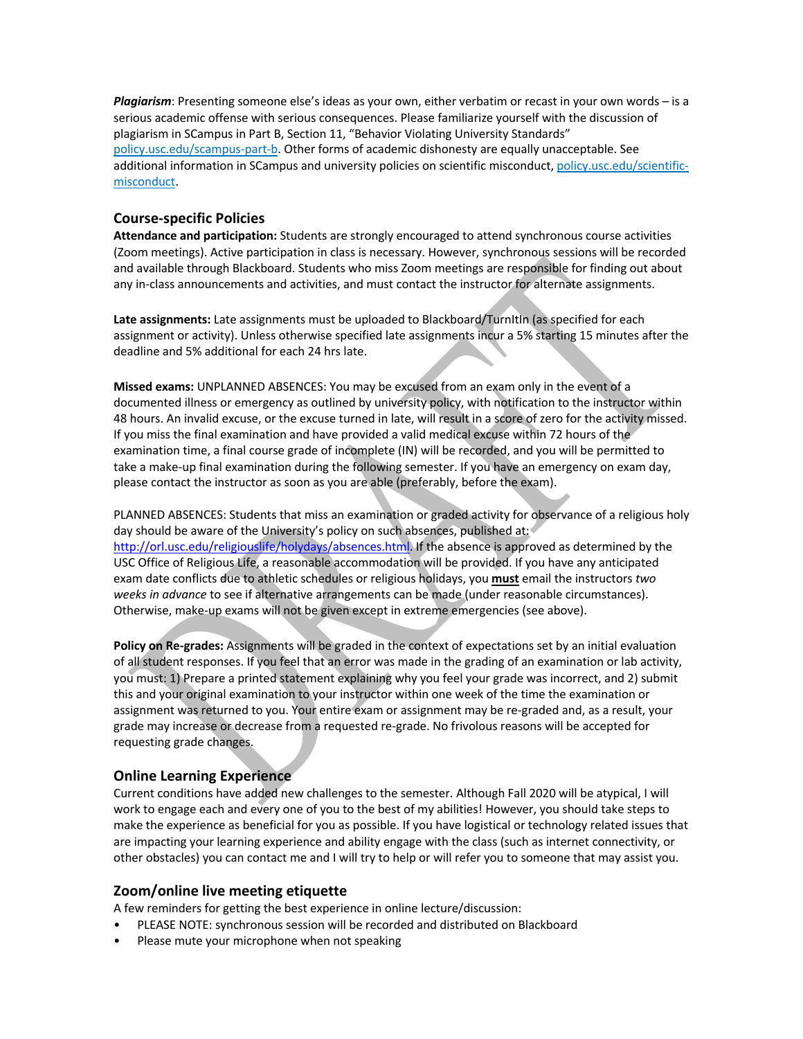***Plagiarism***: Presenting someone else's ideas as your own, either verbatim or recast in your own words – is a serious academic offense with serious consequences. Please familiarize yourself with the discussion of plagiarism in SCampus in Part B, Section 11, "Behavior Violating University Standards" policy.usc.edu/scampus-part-b. Other forms of academic dishonesty are equally unacceptable. See additional information in SCampus and university policies on scientific misconduct, policy.usc.edu/scientific-misconduct.

## Course-specific Policies

**Attendance and participation:** Students are strongly encouraged to attend synchronous course activities (Zoom meetings). Active participation in class is necessary. However, synchronous sessions will be recorded and available through Blackboard. Students who miss Zoom meetings are responsible for finding out about any in-class announcements and activities, and must contact the instructor for alternate assignments.

**Late assignments:** Late assignments must be uploaded to Blackboard/TurnItIn (as specified for each assignment or activity). Unless otherwise specified late assignments incur a 5% starting 15 minutes after the deadline and 5% additional for each 24 hrs late.

**Missed exams:** UNPLANNED ABSENCES: You may be excused from an exam only in the event of a documented illness or emergency as outlined by university policy, with notification to the instructor within 48 hours. An invalid excuse, or the excuse turned in late, will result in a score of zero for the activity missed. If you miss the final examination and have provided a valid medical excuse within 72 hours of the examination time, a final course grade of incomplete (IN) will be recorded, and you will be permitted to take a make-up final examination during the following semester. If you have an emergency on exam day, please contact the instructor as soon as you are able (preferably, before the exam).

PLANNED ABSENCES: Students that miss an examination or graded activity for observance of a religious holy day should be aware of the University's policy on such absences, published at: http://orl.usc.edu/religiouslife/holydays/absences.html. If the absence is approved as determined by the USC Office of Religious Life, a reasonable accommodation will be provided. If you have any anticipated exam date conflicts due to athletic schedules or religious holidays, you **must** email the instructors *two weeks in advance* to see if alternative arrangements can be made (under reasonable circumstances). Otherwise, make-up exams will not be given except in extreme emergencies (see above).

**Policy on Re-grades:** Assignments will be graded in the context of expectations set by an initial evaluation of all student responses. If you feel that an error was made in the grading of an examination or lab activity, you must: 1) Prepare a printed statement explaining why you feel your grade was incorrect, and 2) submit this and your original examination to your instructor within one week of the time the examination or assignment was returned to you. Your entire exam or assignment may be re-graded and, as a result, your grade may increase or decrease from a requested re-grade. No frivolous reasons will be accepted for requesting grade changes.

## Online Learning Experience

Current conditions have added new challenges to the semester. Although Fall 2020 will be atypical, I will work to engage each and every one of you to the best of my abilities! However, you should take steps to make the experience as beneficial for you as possible. If you have logistical or technology related issues that are impacting your learning experience and ability engage with the class (such as internet connectivity, or other obstacles) you can contact me and I will try to help or will refer you to someone that may assist you.

## Zoom/online live meeting etiquette

A few reminders for getting the best experience in online lecture/discussion:

- PLEASE NOTE: synchronous session will be recorded and distributed on Blackboard
- Please mute your microphone when not speaking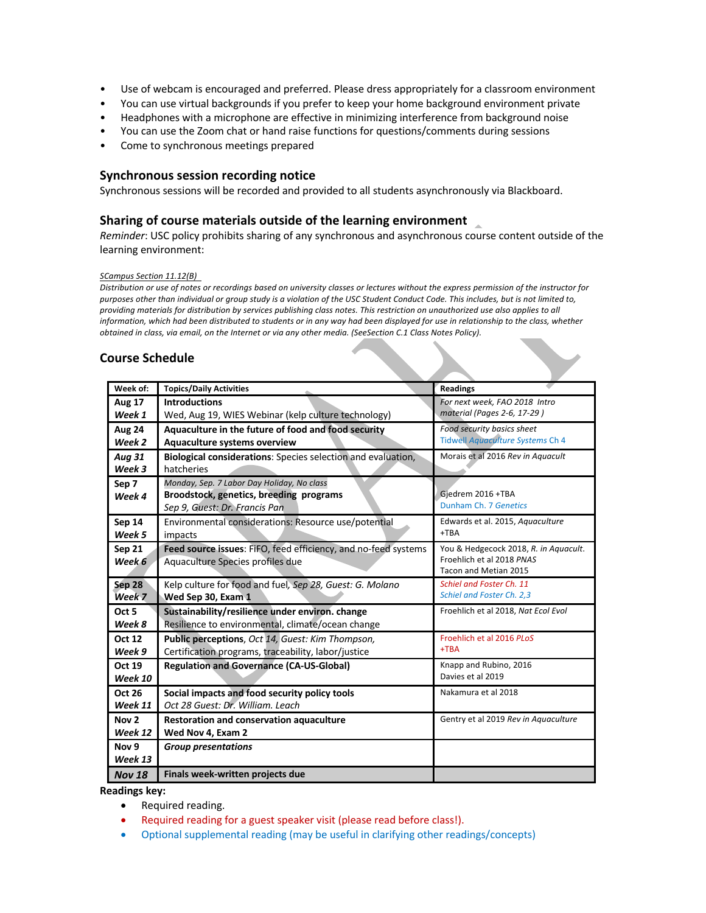- Use of webcam is encouraged and preferred. Please dress appropriately for a classroom environment
- You can use virtual backgrounds if you prefer to keep your home background environment private
- Headphones with a microphone are effective in minimizing interference from background noise
- You can use the Zoom chat or hand raise functions for questions/comments during sessions
- Come to synchronous meetings prepared

### Synchronous session recording notice

Synchronous sessions will be recorded and provided to all students asynchronously via Blackboard.

### Sharing of course materials outside of the learning environment

*Reminder*: USC policy prohibits sharing of any synchronous and asynchronous course content outside of the learning environment:

*SCampus Section 11.12(B)*
*Distribution or use of notes or recordings based on university classes or lectures without the express permission of the instructor for purposes other than individual or group study is a violation of the USC Student Conduct Code. This includes, but is not limited to, providing materials for distribution by services publishing class notes. This restriction on unauthorized use also applies to all information, which had been distributed to students or in any way had been displayed for use in relationship to the class, whether obtained in class, via email, on the Internet or via any other media. (SeeSection C.1 Class Notes Policy).*

### Course Schedule

| Week of: | Topics/Daily Activities | Readings |
|---|---|---|
| Aug 17 *Week 1* | **Introductions** Wed, Aug 19, WIES Webinar (kelp culture technology) | *For next week, FAO 2018 Intro material (Pages 2-6, 17-29 )* |
| Aug 24 *Week 2* | **Aquaculture in the future of food and food security** **Aquaculture systems overview** | *Food security basics sheet* *Tidwell Aquaculture Systems Ch 4* |
| *Aug 31* *Week 3* | **Biological considerations**: Species selection and evaluation, hatcheries | Morais et al 2016 *Rev in Aquacult* |
| Sep 7 *Week 4* | *Monday, Sep. 7 Labor Day Holiday, No class* **Broodstock, genetics, breeding programs** *Sep 9, Guest: Dr. Francis Pan* | Gjedrem 2016 +TBA *Dunham Ch. 7 Genetics* |
| Sep 14 *Week 5* | Environmental considerations: Resource use/potential impacts | Edwards et al. 2015, *Aquaculture* +TBA |
| Sep 21 *Week 6* | **Feed source issues**: FIFO, feed efficiency, and no-feed systems Aquaculture Species profiles due | You & Hedgecock 2018, *R. in Aquacult.* Froehlich et al 2018 *PNAS* Tacon and Metian 2015 |
| Sep 28 *Week 7* | Kelp culture for food and fuel, *Sep 28, Guest: G. Molano* **Wed Sep 30, Exam 1** | *Schiel and Foster Ch. 11* *Schiel and Foster Ch. 2,3* |
| Oct 5 *Week 8* | **Sustainability/resilience under environ. change** Resilience to environmental, climate/ocean change | Froehlich et al 2018, *Nat Ecol Evol* |
| Oct 12 *Week 9* | **Public perceptions**, *Oct 14, Guest: Kim Thompson,* Certification programs, traceability, labor/justice | Froehlich et al 2016 *PLoS* +TBA |
| Oct 19 *Week 10* | **Regulation and Governance (CA-US-Global)** | Knapp and Rubino, 2016 Davies et al 2019 |
| Oct 26 *Week 11* | **Social impacts and food security policy tools** *Oct 28 Guest: Dr. William. Leach* | Nakamura et al 2018 |
| Nov 2 *Week 12* | **Restoration and conservation aquaculture** **Wed Nov 4, Exam 2** | Gentry et al 2019 *Rev in Aquaculture* |
| Nov 9 *Week 13* | ***Group presentations*** | |
| ***Nov 18*** | **Finals week-written projects due** | |

**Readings key:**

- Required reading.
- Required reading for a guest speaker visit (please read before class!).
- Optional supplemental reading (may be useful in clarifying other readings/concepts)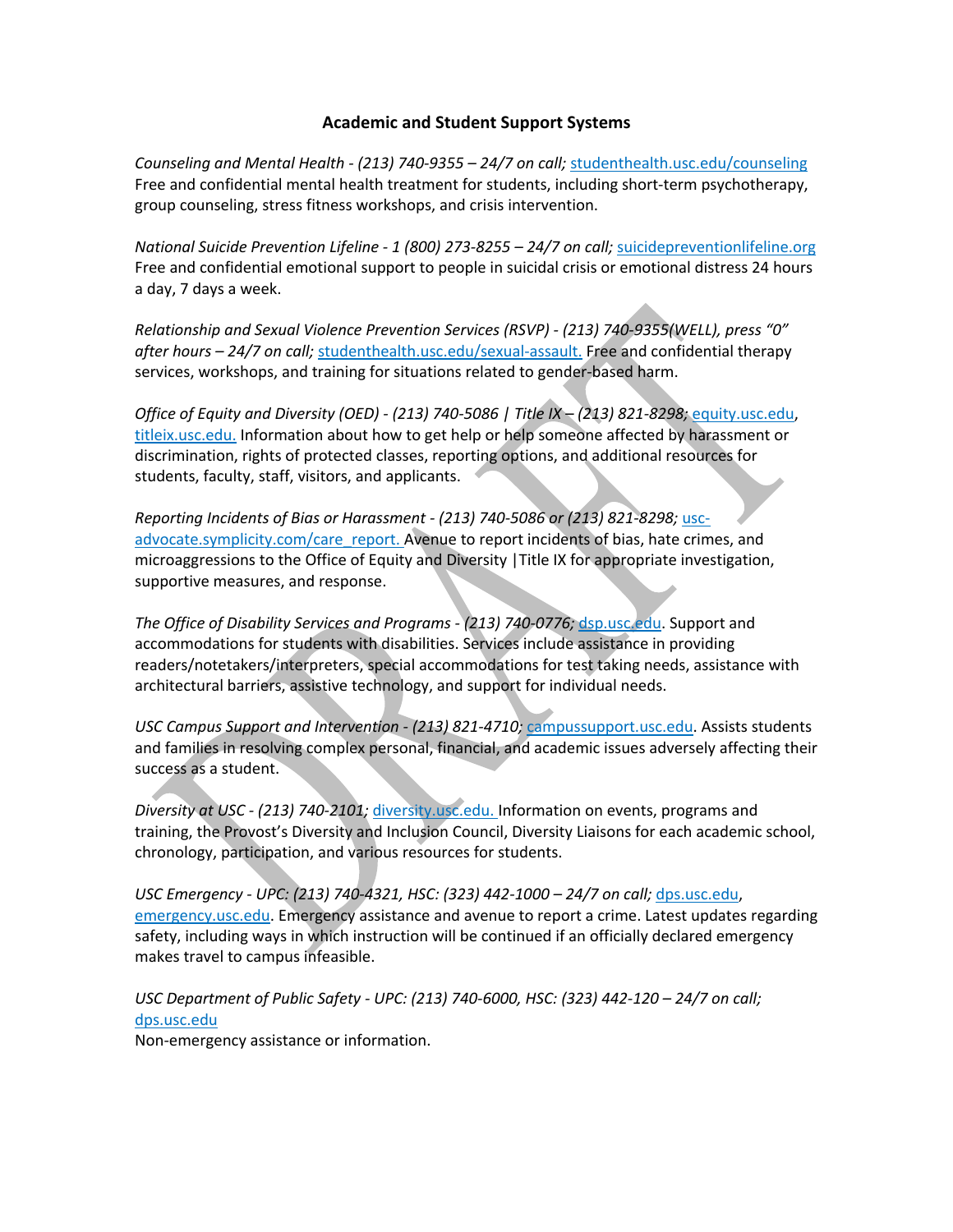## Academic and Student Support Systems

*Counseling and Mental Health - (213) 740-9355 – 24/7 on call;* studenthealth.usc.edu/counseling
Free and confidential mental health treatment for students, including short-term psychotherapy, group counseling, stress fitness workshops, and crisis intervention.

*National Suicide Prevention Lifeline - 1 (800) 273-8255 – 24/7 on call;* suicidepreventionlifeline.org
Free and confidential emotional support to people in suicidal crisis or emotional distress 24 hours a day, 7 days a week.

*Relationship and Sexual Violence Prevention Services (RSVP) - (213) 740-9355(WELL), press "0" after hours – 24/7 on call;* studenthealth.usc.edu/sexual-assault. Free and confidential therapy services, workshops, and training for situations related to gender-based harm.

*Office of Equity and Diversity (OED) - (213) 740-5086 | Title IX – (213) 821-8298;* equity.usc.edu, titleix.usc.edu. Information about how to get help or help someone affected by harassment or discrimination, rights of protected classes, reporting options, and additional resources for students, faculty, staff, visitors, and applicants.

*Reporting Incidents of Bias or Harassment - (213) 740-5086 or (213) 821-8298;* usc-advocate.symplicity.com/care_report. Avenue to report incidents of bias, hate crimes, and microaggressions to the Office of Equity and Diversity |Title IX for appropriate investigation, supportive measures, and response.

*The Office of Disability Services and Programs - (213) 740-0776;* dsp.usc.edu. Support and accommodations for students with disabilities. Services include assistance in providing readers/notetakers/interpreters, special accommodations for test taking needs, assistance with architectural barriers, assistive technology, and support for individual needs.

*USC Campus Support and Intervention - (213) 821-4710;* campussupport.usc.edu. Assists students and families in resolving complex personal, financial, and academic issues adversely affecting their success as a student.

*Diversity at USC - (213) 740-2101;* diversity.usc.edu. Information on events, programs and training, the Provost's Diversity and Inclusion Council, Diversity Liaisons for each academic school, chronology, participation, and various resources for students.

*USC Emergency - UPC: (213) 740-4321, HSC: (323) 442-1000 – 24/7 on call;* dps.usc.edu, emergency.usc.edu. Emergency assistance and avenue to report a crime. Latest updates regarding safety, including ways in which instruction will be continued if an officially declared emergency makes travel to campus infeasible.

*USC Department of Public Safety - UPC: (213) 740-6000, HSC: (323) 442-120 – 24/7 on call;* dps.usc.edu
Non-emergency assistance or information.